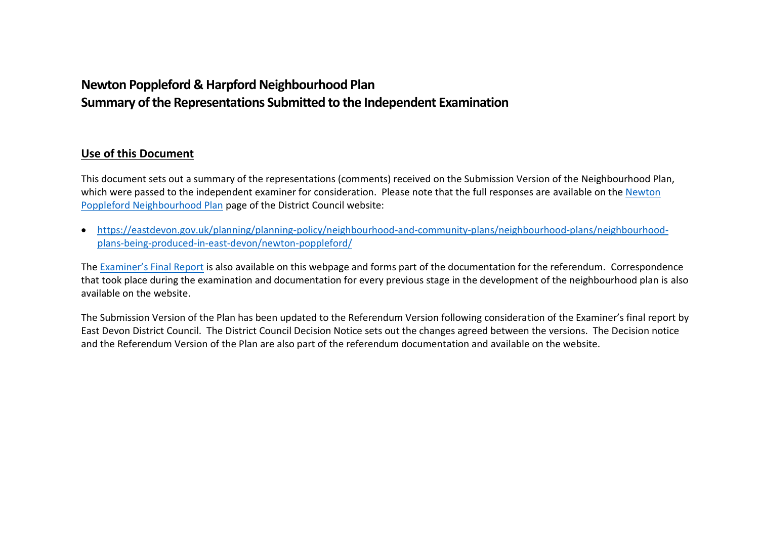# Newton Poppleford & Harpford Neighbourhood Plan
# Summary of the Representations Submitted to the Independent Examination

## Use of this Document

This document sets out a summary of the representations (comments) received on the Submission Version of the Neighbourhood Plan, which were passed to the independent examiner for consideration. Please note that the full responses are available on the Newton Poppleford Neighbourhood Plan page of the District Council website:

- https://eastdevon.gov.uk/planning/planning-policy/neighbourhood-and-community-plans/neighbourhood-plans/neighbourhood-plans-being-produced-in-east-devon/newton-poppleford/

The Examiner's Final Report is also available on this webpage and forms part of the documentation for the referendum. Correspondence that took place during the examination and documentation for every previous stage in the development of the neighbourhood plan is also available on the website.

The Submission Version of the Plan has been updated to the Referendum Version following consideration of the Examiner's final report by East Devon District Council. The District Council Decision Notice sets out the changes agreed between the versions. The Decision notice and the Referendum Version of the Plan are also part of the referendum documentation and available on the website.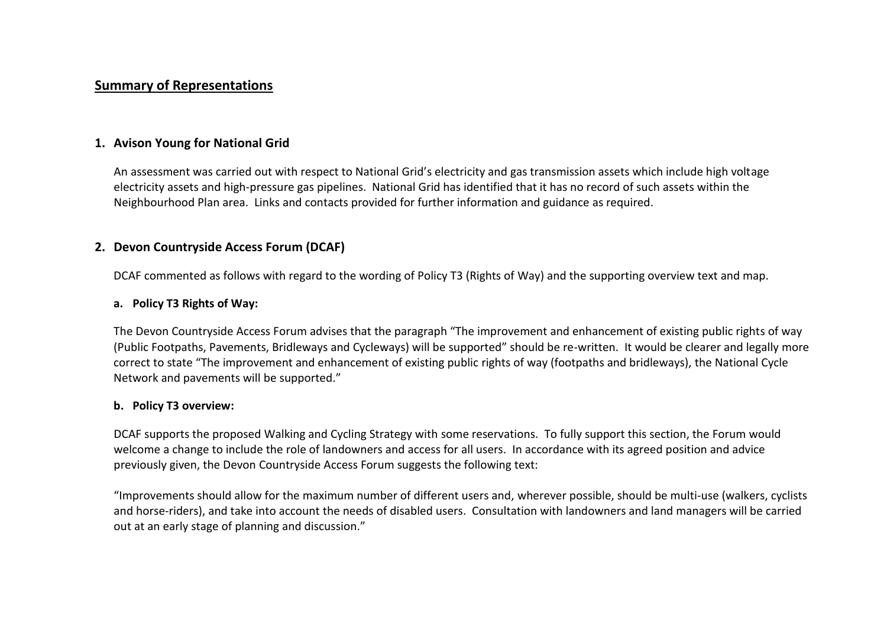## Summary of Representations

### 1. Avison Young for National Grid

An assessment was carried out with respect to National Grid's electricity and gas transmission assets which include high voltage electricity assets and high-pressure gas pipelines. National Grid has identified that it has no record of such assets within the Neighbourhood Plan area. Links and contacts provided for further information and guidance as required.

### 2. Devon Countryside Access Forum (DCAF)

DCAF commented as follows with regard to the wording of Policy T3 (Rights of Way) and the supporting overview text and map.

#### a. Policy T3 Rights of Way:

The Devon Countryside Access Forum advises that the paragraph "The improvement and enhancement of existing public rights of way (Public Footpaths, Pavements, Bridleways and Cycleways) will be supported" should be re-written. It would be clearer and legally more correct to state "The improvement and enhancement of existing public rights of way (footpaths and bridleways), the National Cycle Network and pavements will be supported."

#### b. Policy T3 overview:

DCAF supports the proposed Walking and Cycling Strategy with some reservations. To fully support this section, the Forum would welcome a change to include the role of landowners and access for all users. In accordance with its agreed position and advice previously given, the Devon Countryside Access Forum suggests the following text:

"Improvements should allow for the maximum number of different users and, wherever possible, should be multi-use (walkers, cyclists and horse-riders), and take into account the needs of disabled users. Consultation with landowners and land managers will be carried out at an early stage of planning and discussion."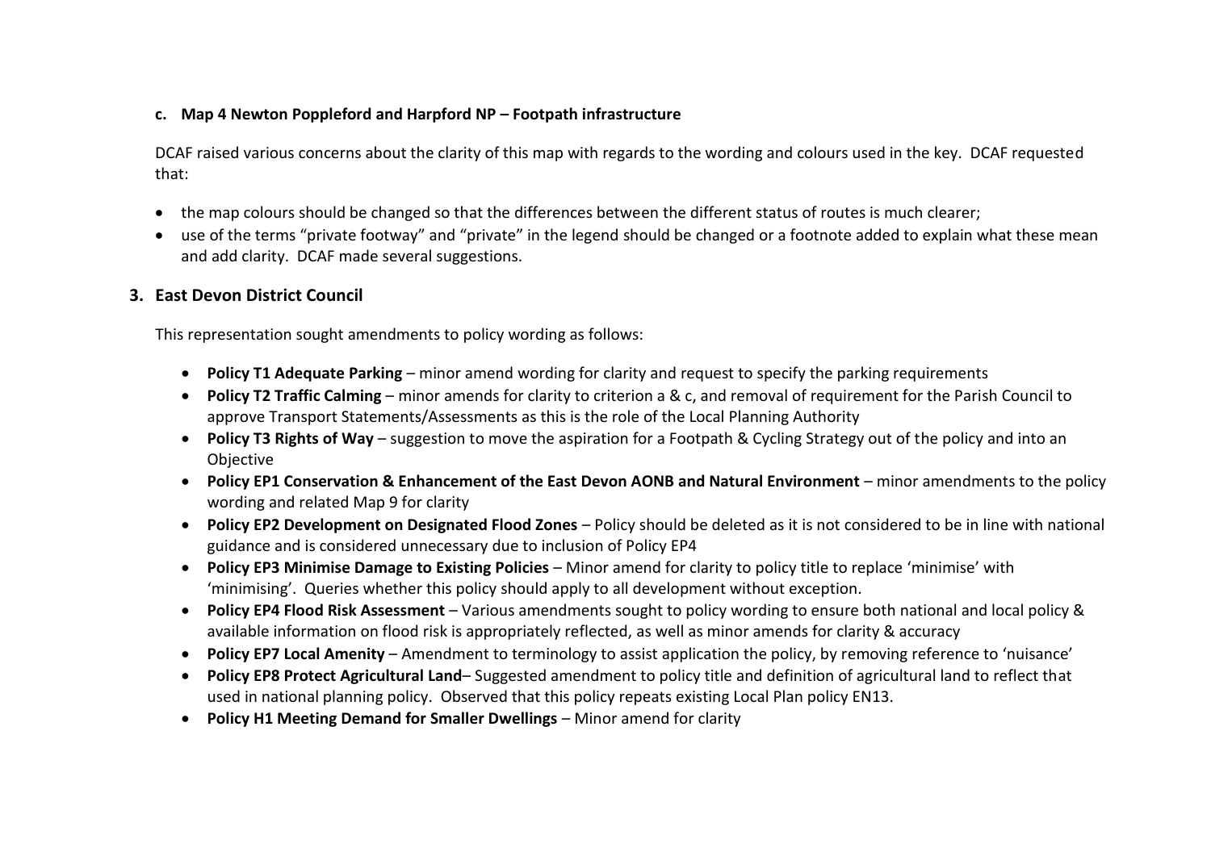#### c. Map 4 Newton Poppleford and Harpford NP – Footpath infrastructure

DCAF raised various concerns about the clarity of this map with regards to the wording and colours used in the key. DCAF requested that:

- the map colours should be changed so that the differences between the different status of routes is much clearer;
- use of the terms "private footway" and "private" in the legend should be changed or a footnote added to explain what these mean and add clarity. DCAF made several suggestions.

### 3. East Devon District Council

This representation sought amendments to policy wording as follows:

- **Policy T1 Adequate Parking** – minor amend wording for clarity and request to specify the parking requirements
- **Policy T2 Traffic Calming** – minor amends for clarity to criterion a & c, and removal of requirement for the Parish Council to approve Transport Statements/Assessments as this is the role of the Local Planning Authority
- **Policy T3 Rights of Way** – suggestion to move the aspiration for a Footpath & Cycling Strategy out of the policy and into an Objective
- **Policy EP1 Conservation & Enhancement of the East Devon AONB and Natural Environment** – minor amendments to the policy wording and related Map 9 for clarity
- **Policy EP2 Development on Designated Flood Zones** – Policy should be deleted as it is not considered to be in line with national guidance and is considered unnecessary due to inclusion of Policy EP4
- **Policy EP3 Minimise Damage to Existing Policies** – Minor amend for clarity to policy title to replace 'minimise' with 'minimising'. Queries whether this policy should apply to all development without exception.
- **Policy EP4 Flood Risk Assessment** – Various amendments sought to policy wording to ensure both national and local policy & available information on flood risk is appropriately reflected, as well as minor amends for clarity & accuracy
- **Policy EP7 Local Amenity** – Amendment to terminology to assist application the policy, by removing reference to 'nuisance'
- **Policy EP8 Protect Agricultural Land**– Suggested amendment to policy title and definition of agricultural land to reflect that used in national planning policy. Observed that this policy repeats existing Local Plan policy EN13.
- **Policy H1 Meeting Demand for Smaller Dwellings** – Minor amend for clarity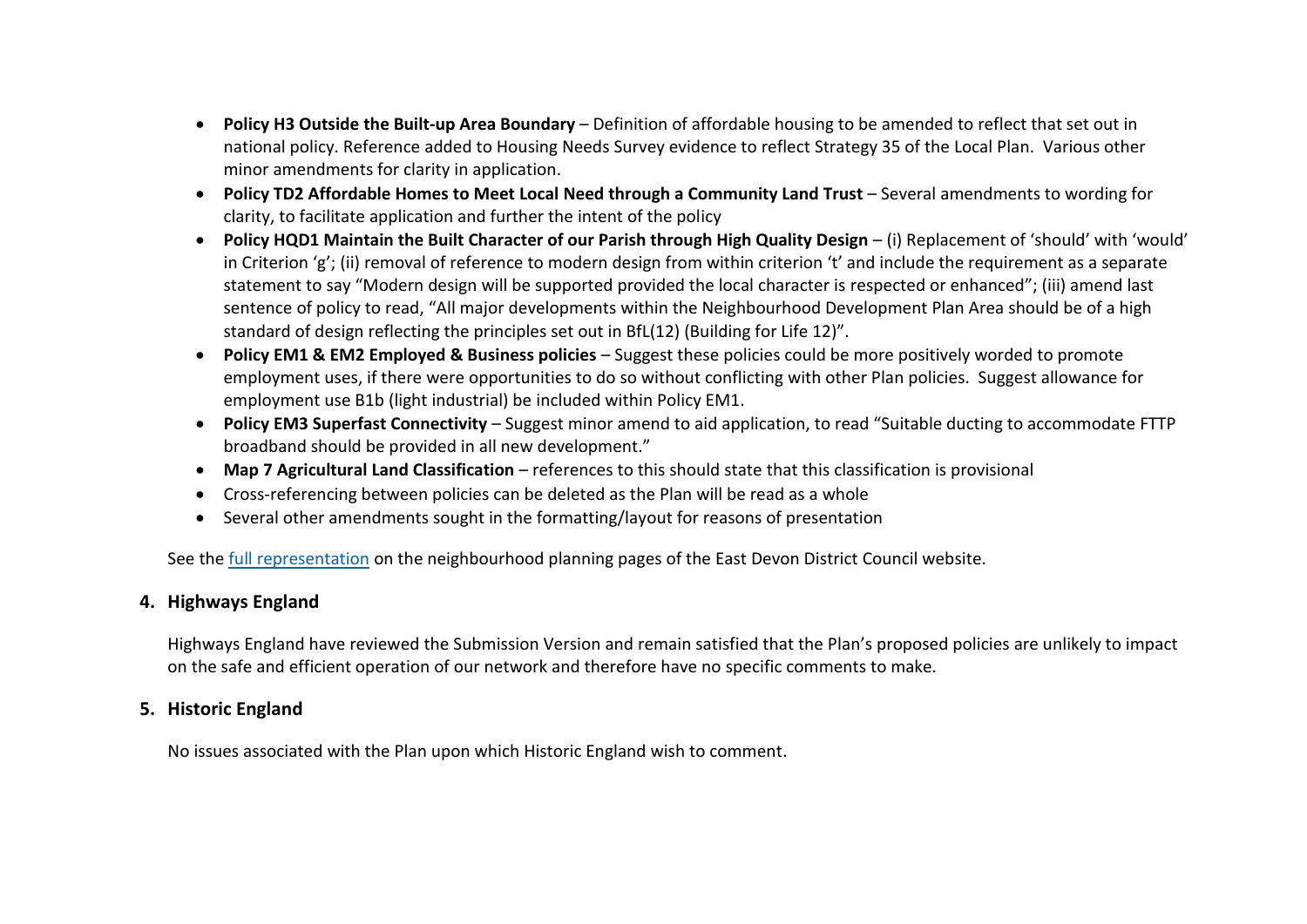- **Policy H3 Outside the Built-up Area Boundary** – Definition of affordable housing to be amended to reflect that set out in national policy. Reference added to Housing Needs Survey evidence to reflect Strategy 35 of the Local Plan. Various other minor amendments for clarity in application.
- **Policy TD2 Affordable Homes to Meet Local Need through a Community Land Trust** – Several amendments to wording for clarity, to facilitate application and further the intent of the policy
- **Policy HQD1 Maintain the Built Character of our Parish through High Quality Design** – (i) Replacement of 'should' with 'would' in Criterion 'g'; (ii) removal of reference to modern design from within criterion 't' and include the requirement as a separate statement to say "Modern design will be supported provided the local character is respected or enhanced"; (iii) amend last sentence of policy to read, "All major developments within the Neighbourhood Development Plan Area should be of a high standard of design reflecting the principles set out in BfL(12) (Building for Life 12)".
- **Policy EM1 & EM2 Employed & Business policies** – Suggest these policies could be more positively worded to promote employment uses, if there were opportunities to do so without conflicting with other Plan policies. Suggest allowance for employment use B1b (light industrial) be included within Policy EM1.
- **Policy EM3 Superfast Connectivity** – Suggest minor amend to aid application, to read "Suitable ducting to accommodate FTTP broadband should be provided in all new development."
- **Map 7 Agricultural Land Classification** – references to this should state that this classification is provisional
- Cross-referencing between policies can be deleted as the Plan will be read as a whole
- Several other amendments sought in the formatting/layout for reasons of presentation

See the full representation on the neighbourhood planning pages of the East Devon District Council website.

## 4. Highways England

Highways England have reviewed the Submission Version and remain satisfied that the Plan's proposed policies are unlikely to impact on the safe and efficient operation of our network and therefore have no specific comments to make.

## 5. Historic England

No issues associated with the Plan upon which Historic England wish to comment.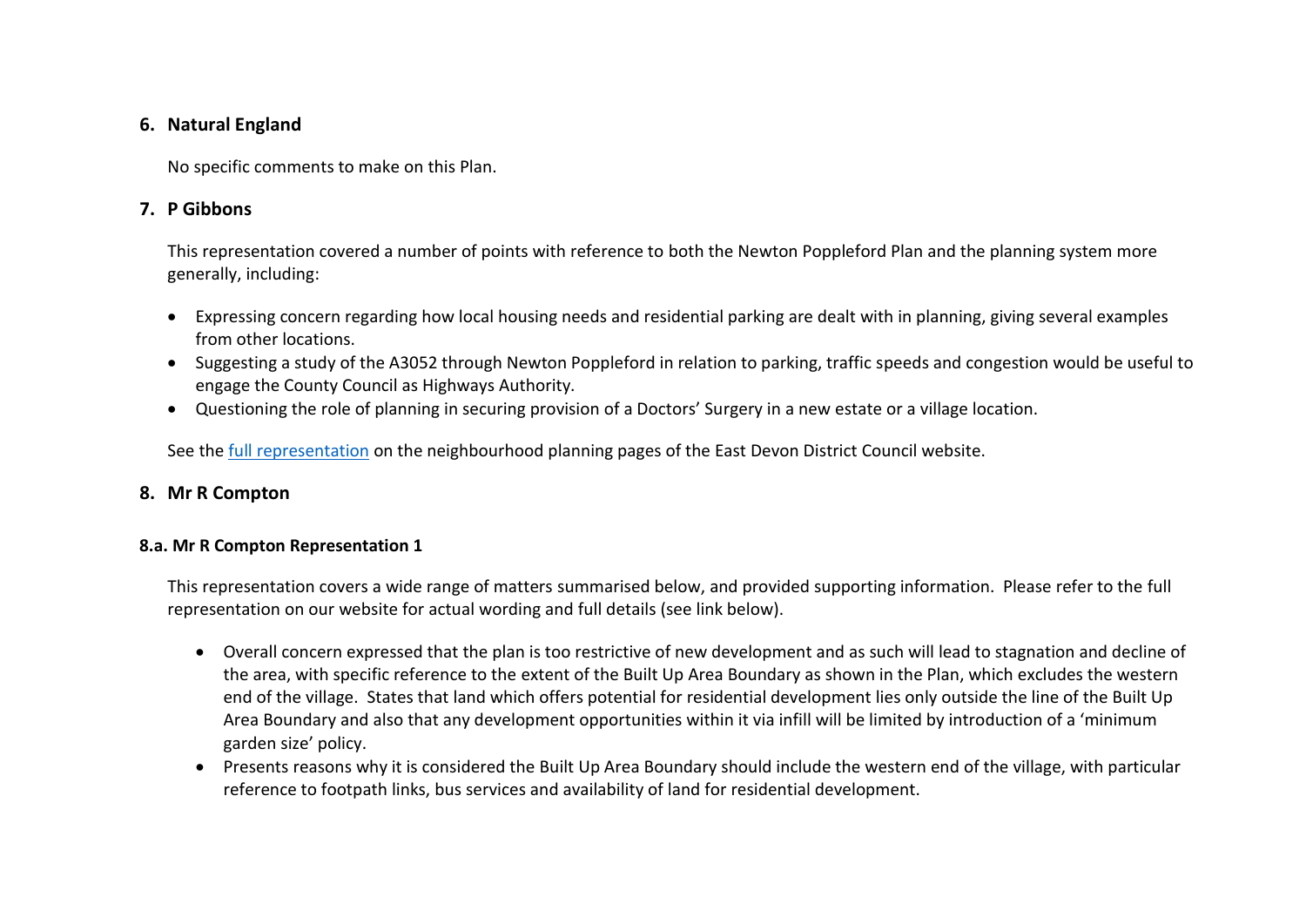## 6. Natural England

No specific comments to make on this Plan.

## 7. P Gibbons

This representation covered a number of points with reference to both the Newton Poppleford Plan and the planning system more generally, including:

- Expressing concern regarding how local housing needs and residential parking are dealt with in planning, giving several examples from other locations.
- Suggesting a study of the A3052 through Newton Poppleford in relation to parking, traffic speeds and congestion would be useful to engage the County Council as Highways Authority.
- Questioning the role of planning in securing provision of a Doctors' Surgery in a new estate or a village location.

See the full representation on the neighbourhood planning pages of the East Devon District Council website.

## 8. Mr R Compton

### 8.a. Mr R Compton Representation 1

This representation covers a wide range of matters summarised below, and provided supporting information. Please refer to the full representation on our website for actual wording and full details (see link below).

- Overall concern expressed that the plan is too restrictive of new development and as such will lead to stagnation and decline of the area, with specific reference to the extent of the Built Up Area Boundary as shown in the Plan, which excludes the western end of the village. States that land which offers potential for residential development lies only outside the line of the Built Up Area Boundary and also that any development opportunities within it via infill will be limited by introduction of a 'minimum garden size' policy.
- Presents reasons why it is considered the Built Up Area Boundary should include the western end of the village, with particular reference to footpath links, bus services and availability of land for residential development.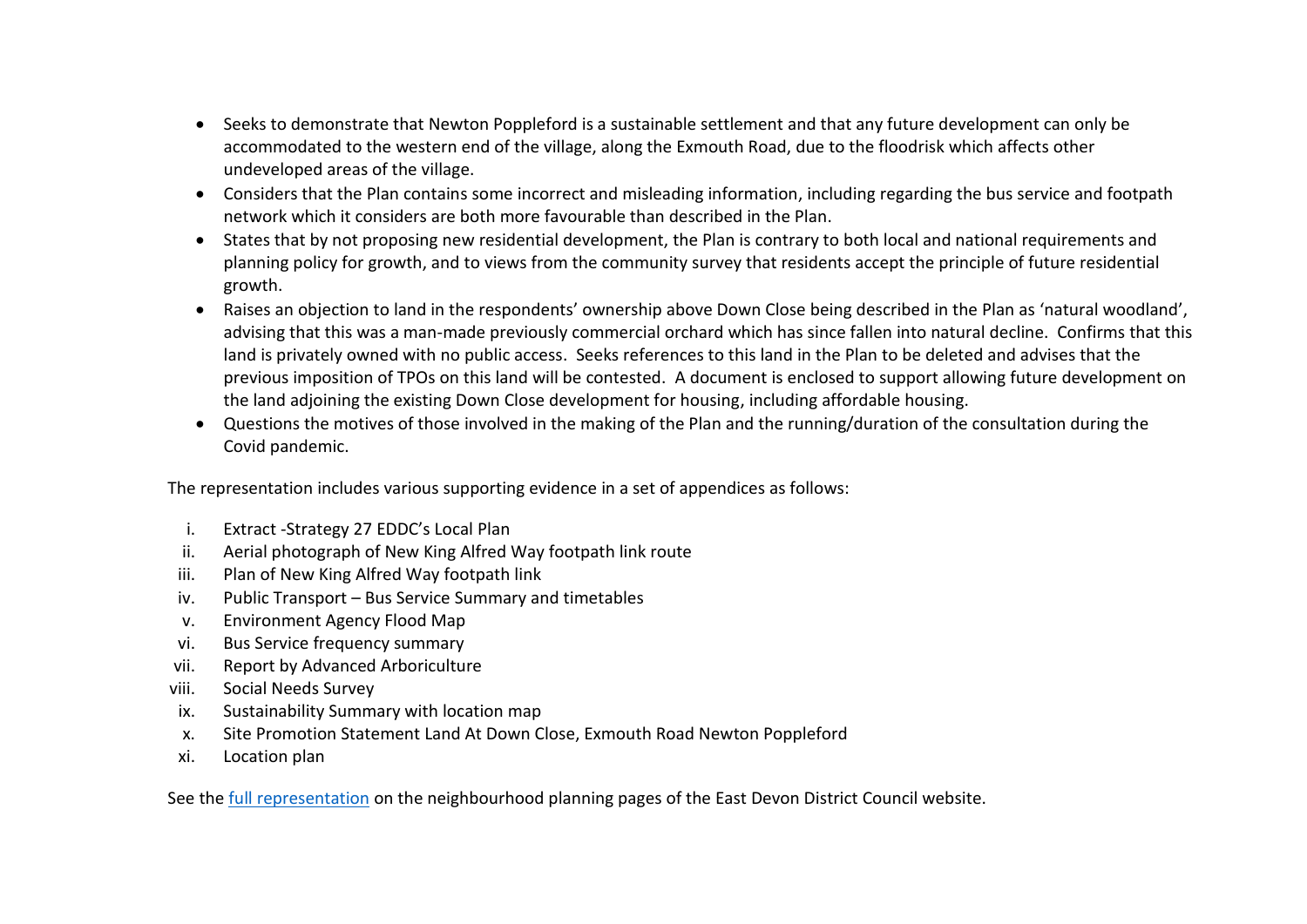- Seeks to demonstrate that Newton Poppleford is a sustainable settlement and that any future development can only be accommodated to the western end of the village, along the Exmouth Road, due to the floodrisk which affects other undeveloped areas of the village.
- Considers that the Plan contains some incorrect and misleading information, including regarding the bus service and footpath network which it considers are both more favourable than described in the Plan.
- States that by not proposing new residential development, the Plan is contrary to both local and national requirements and planning policy for growth, and to views from the community survey that residents accept the principle of future residential growth.
- Raises an objection to land in the respondents' ownership above Down Close being described in the Plan as 'natural woodland', advising that this was a man-made previously commercial orchard which has since fallen into natural decline. Confirms that this land is privately owned with no public access. Seeks references to this land in the Plan to be deleted and advises that the previous imposition of TPOs on this land will be contested. A document is enclosed to support allowing future development on the land adjoining the existing Down Close development for housing, including affordable housing.
- Questions the motives of those involved in the making of the Plan and the running/duration of the consultation during the Covid pandemic.

The representation includes various supporting evidence in a set of appendices as follows:

i. Extract -Strategy 27 EDDC's Local Plan
ii. Aerial photograph of New King Alfred Way footpath link route
iii. Plan of New King Alfred Way footpath link
iv. Public Transport – Bus Service Summary and timetables
v. Environment Agency Flood Map
vi. Bus Service frequency summary
vii. Report by Advanced Arboriculture
viii. Social Needs Survey
ix. Sustainability Summary with location map
x. Site Promotion Statement Land At Down Close, Exmouth Road Newton Poppleford
xi. Location plan

See the full representation on the neighbourhood planning pages of the East Devon District Council website.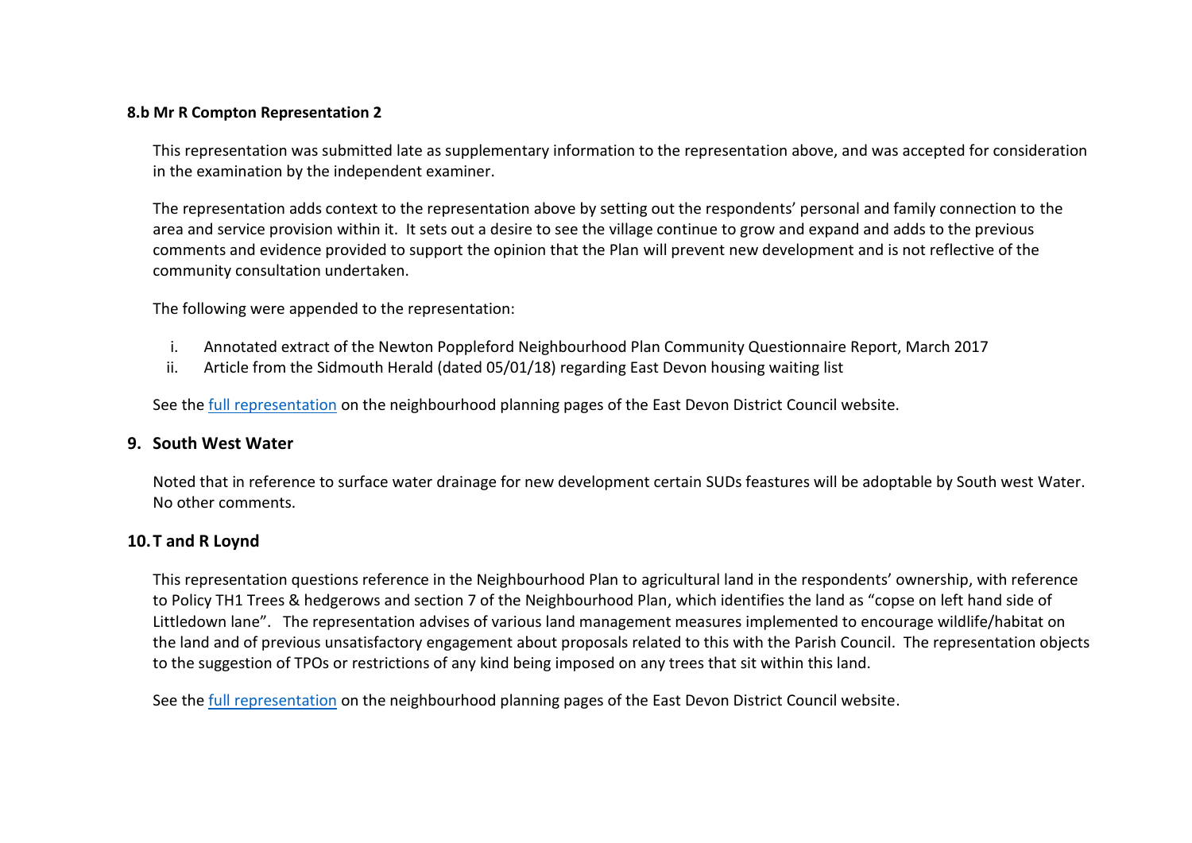### 8.b Mr R Compton Representation 2

This representation was submitted late as supplementary information to the representation above, and was accepted for consideration in the examination by the independent examiner.

The representation adds context to the representation above by setting out the respondents' personal and family connection to the area and service provision within it. It sets out a desire to see the village continue to grow and expand and adds to the previous comments and evidence provided to support the opinion that the Plan will prevent new development and is not reflective of the community consultation undertaken.

The following were appended to the representation:

i. Annotated extract of the Newton Poppleford Neighbourhood Plan Community Questionnaire Report, March 2017
ii. Article from the Sidmouth Herald (dated 05/01/18) regarding East Devon housing waiting list

See the full representation on the neighbourhood planning pages of the East Devon District Council website.

## 9. South West Water

Noted that in reference to surface water drainage for new development certain SUDs feastures will be adoptable by South west Water. No other comments.

## 10. T and R Loynd

This representation questions reference in the Neighbourhood Plan to agricultural land in the respondents' ownership, with reference to Policy TH1 Trees & hedgerows and section 7 of the Neighbourhood Plan, which identifies the land as "copse on left hand side of Littledown lane". The representation advises of various land management measures implemented to encourage wildlife/habitat on the land and of previous unsatisfactory engagement about proposals related to this with the Parish Council. The representation objects to the suggestion of TPOs or restrictions of any kind being imposed on any trees that sit within this land.

See the full representation on the neighbourhood planning pages of the East Devon District Council website.